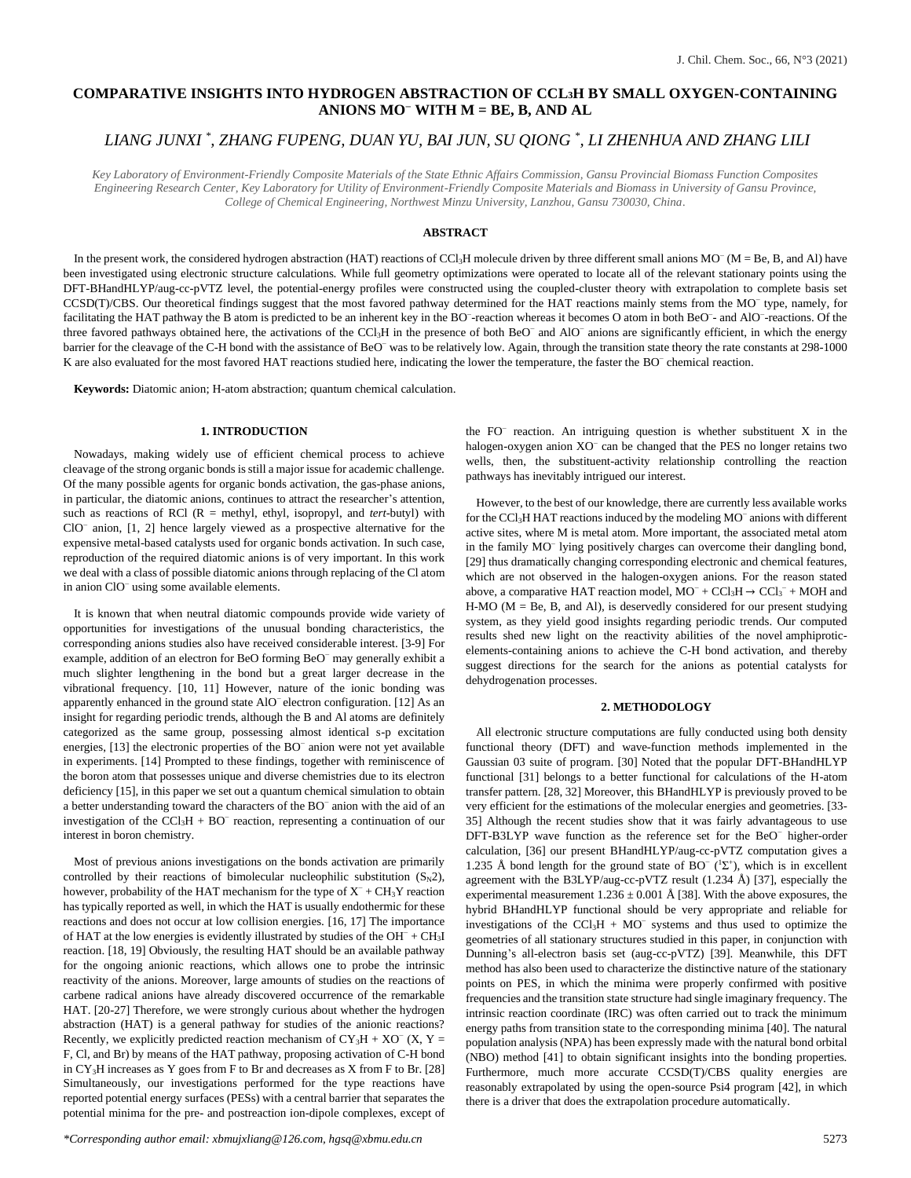# COMPARATIVE INSIGHTS INTO HYDROGEN ABSTRACTION OF $CCl_3H$ BY SMALL OXYGEN-CONTAINING ANIONS $MO^-$ WITH M = BE, B, AND AL

*LIANG JUNXI \*, ZHANG FUPENG, DUAN YU, BAI JUN, SU QIONG \*, LI ZHENHUA AND ZHANG LILI*

*Key Laboratory of Environment-Friendly Composite Materials of the State Ethnic Affairs Commission, Gansu Provincial Biomass Function Composites Engineering Research Center, Key Laboratory for Utility of Environment-Friendly Composite Materials and Biomass in University of Gansu Province, College of Chemical Engineering, Northwest Minzu University, Lanzhou, Gansu 730030, China.*

## ABSTRACT

In the present work, the considered hydrogen abstraction (HAT) reactions of $CCl_3H$ molecule driven by three different small anions $MO^-$ (M = Be, B, and Al) have been investigated using electronic structure calculations. While full geometry optimizations were operated to locate all of the relevant stationary points using the DFT-BHandHLYP/aug-cc-pVTZ level, the potential-energy profiles were constructed using the coupled-cluster theory with extrapolation to complete basis set CCSD(T)/CBS. Our theoretical findings suggest that the most favored pathway determined for the HAT reactions mainly stems from the $MO^-$ type, namely, for facilitating the HAT pathway the B atom is predicted to be an inherent key in the $BO^-$-reaction whereas it becomes O atom in both $BeO^-$- and $AlO^-$-reactions. Of the three favored pathways obtained here, the activations of the $CCl_3H$ in the presence of both $BeO^-$ and $AlO^-$ anions are significantly efficient, in which the energy barrier for the cleavage of the C-H bond with the assistance of $BeO^-$ was to be relatively low. Again, through the transition state theory the rate constants at 298-1000 K are also evaluated for the most favored HAT reactions studied here, indicating the lower the temperature, the faster the $BO^-$ chemical reaction.

**Keywords:** Diatomic anion; H-atom abstraction; quantum chemical calculation.

## 1. INTRODUCTION

Nowadays, making widely use of efficient chemical process to achieve cleavage of the strong organic bonds is still a major issue for academic challenge. Of the many possible agents for organic bonds activation, the gas-phase anions, in particular, the diatomic anions, continues to attract the researcher's attention, such as reactions of RCl (R = methyl, ethyl, isopropyl, and *tert*-butyl) with $ClO^-$ anion, [1, 2] hence largely viewed as a prospective alternative for the expensive metal-based catalysts used for organic bonds activation. In such case, reproduction of the required diatomic anions is of very important. In this work we deal with a class of possible diatomic anions through replacing of the Cl atom in anion $ClO^-$ using some available elements.

It is known that when neutral diatomic compounds provide wide variety of opportunities for investigations of the unusual bonding characteristics, the corresponding anions studies also have received considerable interest. [3-9] For example, addition of an electron for BeO forming $BeO^-$ may generally exhibit a much slighter lengthening in the bond but a great larger decrease in the vibrational frequency. [10, 11] However, nature of the ionic bonding was apparently enhanced in the ground state $AlO^-$ electron configuration. [12] As an insight for regarding periodic trends, although the B and Al atoms are definitely categorized as the same group, possessing almost identical s-p excitation energies, [13] the electronic properties of the $BO^-$ anion were not yet available in experiments. [14] Prompted to these findings, together with reminiscence of the boron atom that possesses unique and diverse chemistries due to its electron deficiency [15], in this paper we set out a quantum chemical simulation to obtain a better understanding toward the characters of the $BO^-$ anion with the aid of an investigation of the $CCl_3H + BO^-$ reaction, representing a continuation of our interest in boron chemistry.

Most of previous anions investigations on the bonds activation are primarily controlled by their reactions of bimolecular nucleophilic substitution ($S_N2$), however, probability of the HAT mechanism for the type of $X^- + CH_3Y$ reaction has typically reported as well, in which the HAT is usually endothermic for these reactions and does not occur at low collision energies. [16, 17] The importance of HAT at the low energies is evidently illustrated by studies of the $OH^- + CH_3I$ reaction. [18, 19] Obviously, the resulting HAT should be an available pathway for the ongoing anionic reactions, which allows one to probe the intrinsic reactivity of the anions. Moreover, large amounts of studies on the reactions of carbene radical anions have already discovered occurrence of the remarkable HAT. [20-27] Therefore, we were strongly curious about whether the hydrogen abstraction (HAT) is a general pathway for studies of the anionic reactions? Recently, we explicitly predicted reaction mechanism of $CY_3H + XO^-$ (X, Y = F, Cl, and Br) by means of the HAT pathway, proposing activation of C-H bond in $CY_3H$ increases as Y goes from F to Br and decreases as X from F to Br. [28] Simultaneously, our investigations performed for the type reactions have reported potential energy surfaces (PESs) with a central barrier that separates the potential minima for the pre- and postreaction ion-dipole complexes, except of the $FO^-$ reaction. An intriguing question is whether substituent X in the halogen-oxygen anion $XO^-$ can be changed that the PES no longer retains two wells, then, the substituent-activity relationship controlling the reaction pathways has inevitably intrigued our interest.

However, to the best of our knowledge, there are currently less available works for the $CCl_3H$ HAT reactions induced by the modeling $MO^-$ anions with different active sites, where M is metal atom. More important, the associated metal atom in the family $MO^-$ lying positively charges can overcome their dangling bond, [29] thus dramatically changing corresponding electronic and chemical features, which are not observed in the halogen-oxygen anions. For the reason stated above, a comparative HAT reaction model, $MO^- + CCl_3H \rightarrow CCl_3^- + MOH$ and H-MO (M = Be, B, and Al), is deservedly considered for our present studying system, as they yield good insights regarding periodic trends. Our computed results shed new light on the reactivity abilities of the novel amphiprotic-elements-containing anions to achieve the C-H bond activation, and thereby suggest directions for the search for the anions as potential catalysts for dehydrogenation processes.

## 2. METHODOLOGY

All electronic structure computations are fully conducted using both density functional theory (DFT) and wave-function methods implemented in the Gaussian 03 suite of program. [30] Noted that the popular DFT-BHandHLYP functional [31] belongs to a better functional for calculations of the H-atom transfer pattern. [28, 32] Moreover, this BHandHLYP is previously proved to be very efficient for the estimations of the molecular energies and geometries. [33-35] Although the recent studies show that it was fairly advantageous to use DFT-B3LYP wave function as the reference set for the $BeO^-$ higher-order calculation, [36] our present BHandHLYP/aug-cc-pVTZ computation gives a 1.235 Å bond length for the ground state of $BO^-$ ($^1\Sigma^+$), which is in excellent agreement with the B3LYP/aug-cc-pVTZ result (1.234 Å) [37], especially the experimental measurement 1.236 ± 0.001 Å [38]. With the above exposures, the hybrid BHandHLYP functional should be very appropriate and reliable for investigations of the $CCl_3H + MO^-$ systems and thus used to optimize the geometries of all stationary structures studied in this paper, in conjunction with Dunning's all-electron basis set (aug-cc-pVTZ) [39]. Meanwhile, this DFT method has also been used to characterize the distinctive nature of the stationary points on PES, in which the minima were properly confirmed with positive frequencies and the transition state structure had single imaginary frequency. The intrinsic reaction coordinate (IRC) was often carried out to track the minimum energy paths from transition state to the corresponding minima [40]. The natural population analysis (NPA) has been expressly made with the natural bond orbital (NBO) method [41] to obtain significant insights into the bonding properties. Furthermore, much more accurate CCSD(T)/CBS quality energies are reasonably extrapolated by using the open-source Psi4 program [42], in which there is a driver that does the extrapolation procedure automatically.

*\*Corresponding author email: xbmujxliang@126.com, hgsq@xbmu.edu.cn*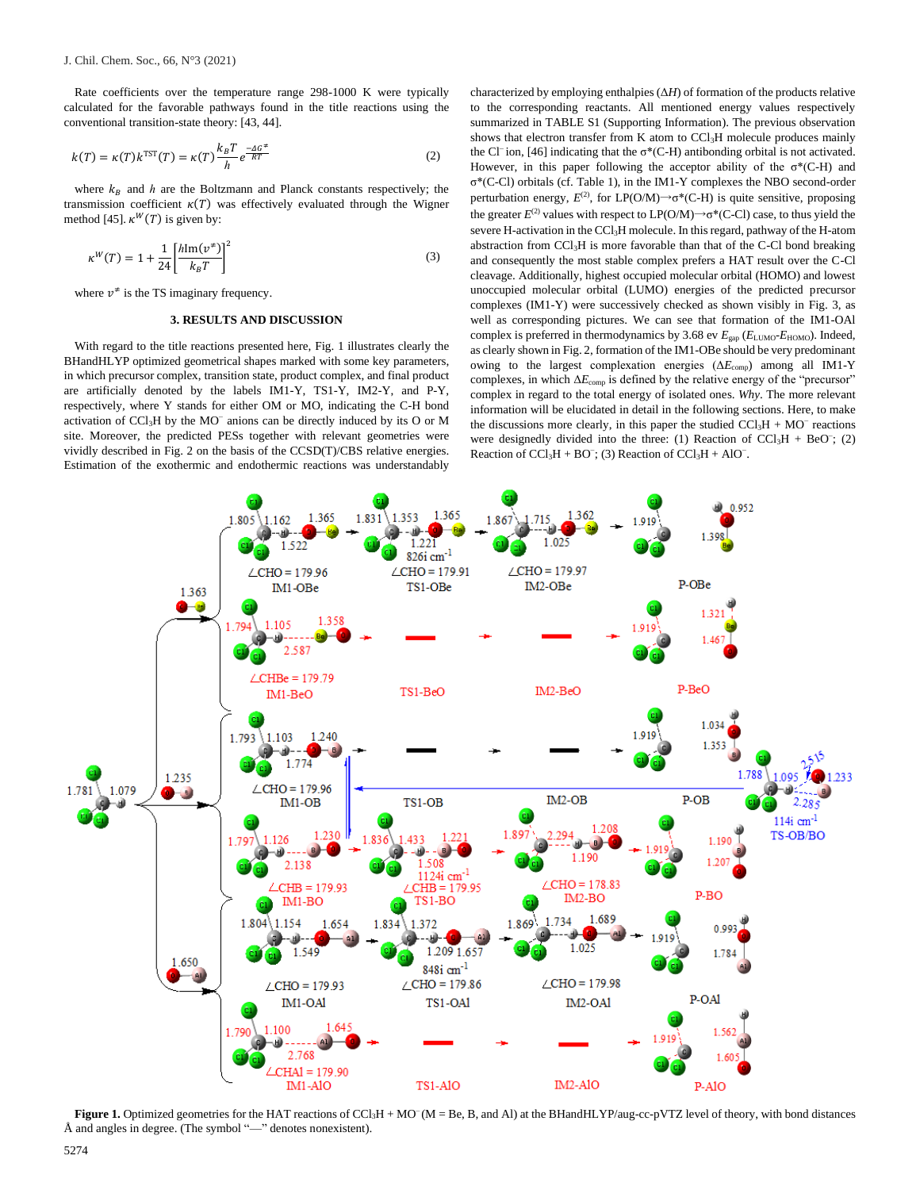Rate coefficients over the temperature range 298-1000 K were typically calculated for the favorable pathways found in the title reactions using the conventional transition-state theory: [43, 44].

$$k(T) = \kappa(T)k^{\mathrm{TST}}(T) = \kappa(T)\frac{k_B T}{h}e^{\frac{-\Delta G^{\neq}}{RT}} \tag{2}$$

where $k_B$ and $h$ are the Boltzmann and Planck constants respectively; the transmission coefficient $\kappa(T)$ was effectively evaluated through the Wigner method [45]. $\kappa^W(T)$ is given by:

$$\kappa^W(T) = 1 + \frac{1}{24}\left[\frac{h\mathrm{Im}(v^{\neq})}{k_B T}\right]^2 \tag{3}$$

where $v^{\neq}$ is the TS imaginary frequency.

### 3. RESULTS AND DISCUSSION

With regard to the title reactions presented here, Fig. 1 illustrates clearly the BHandHLYP optimized geometrical shapes marked with some key parameters, in which precursor complex, transition state, product complex, and final product are artificially denoted by the labels IM1-Y, TS1-Y, IM2-Y, and P-Y, respectively, where Y stands for either OM or MO, indicating the C-H bond activation of $CCl_3H$ by the $MO^-$ anions can be directly induced by its O or M site. Moreover, the predicted PESs together with relevant geometries were vividly described in Fig. 2 on the basis of the CCSD(T)/CBS relative energies. Estimation of the exothermic and endothermic reactions was understandably characterized by employing enthalpies ($\Delta H$) of formation of the products relative to the corresponding reactants. All mentioned energy values respectively summarized in TABLE S1 (Supporting Information). The previous observation shows that electron transfer from K atom to $CCl_3H$ molecule produces mainly the $Cl^-$ ion, [46] indicating that the $\sigma^*$(C-H) antibonding orbital is not activated. However, in this paper following the acceptor ability of the $\sigma^*$(C-H) and $\sigma^*$(C-Cl) orbitals (cf. Table 1), in the IM1-Y complexes the NBO second-order perturbation energy, $E^{(2)}$, for LP(O/M)→$\sigma^*$(C-H) is quite sensitive, proposing the greater $E^{(2)}$ values with respect to LP(O/M)→$\sigma^*$(C-Cl) case, to thus yield the severe H-activation in the $CCl_3H$ molecule. In this regard, pathway of the H-atom abstraction from $CCl_3H$ is more favorable than that of the C-Cl bond breaking and consequently the most stable complex prefers a HAT result over the C-Cl cleavage. Additionally, highest occupied molecular orbital (HOMO) and lowest unoccupied molecular orbital (LUMO) energies of the predicted precursor complexes (IM1-Y) were successively checked as shown visibly in Fig. 3, as well as corresponding pictures. We can see that formation of the IM1-OAl complex is preferred in thermodynamics by 3.68 ev $E_{gap}$ ($E_{LUMO}$-$E_{HOMO}$). Indeed, as clearly shown in Fig. 2, formation of the IM1-OBe should be very predominant owing to the largest complexation energies ($\Delta E_{comp}$) among all IM1-Y complexes, in which $\Delta E_{comp}$ is defined by the relative energy of the "precursor" complex in regard to the total energy of isolated ones. *Why*. The more relevant information will be elucidated in detail in the following sections. Here, to make the discussions more clearly, in this paper the studied $CCl_3H$ + $MO^-$ reactions were designedly divided into the three: (1) Reaction of $CCl_3H$ + $BeO^-$; (2) Reaction of $CCl_3H$ + $BO^-$; (3) Reaction of $CCl_3H$ + $AlO^-$.

**Figure 1.** Optimized geometries for the HAT reactions of $CCl_3H$ + $MO^-$ (M = Be, B, and Al) at the BHandHLYP/aug-cc-pVTZ level of theory, with bond distances Å and angles in degree. (The symbol "—" denotes nonexistent).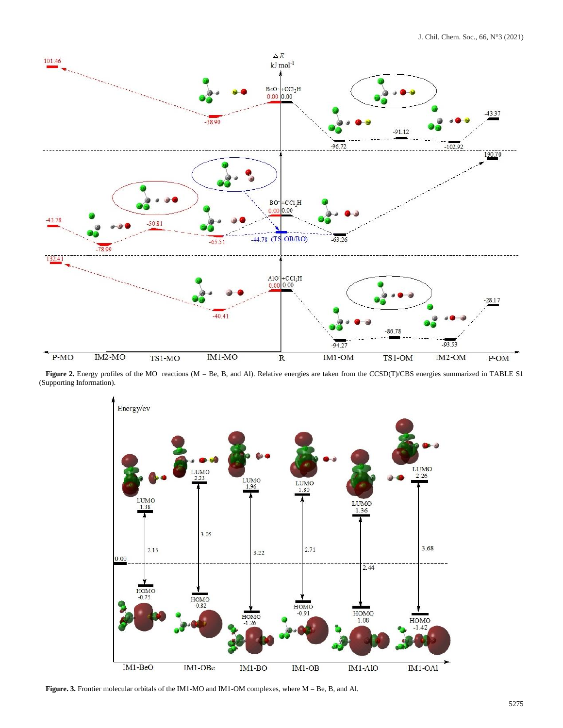**Figure 2.** Energy profiles of the MO⁻ reactions (M = Be, B, and Al). Relative energies are taken from the CCSD(T)/CBS energies summarized in TABLE S1 (Supporting Information).

**Figure. 3.** Frontier molecular orbitals of the IM1-MO and IM1-OM complexes, where M = Be, B, and Al.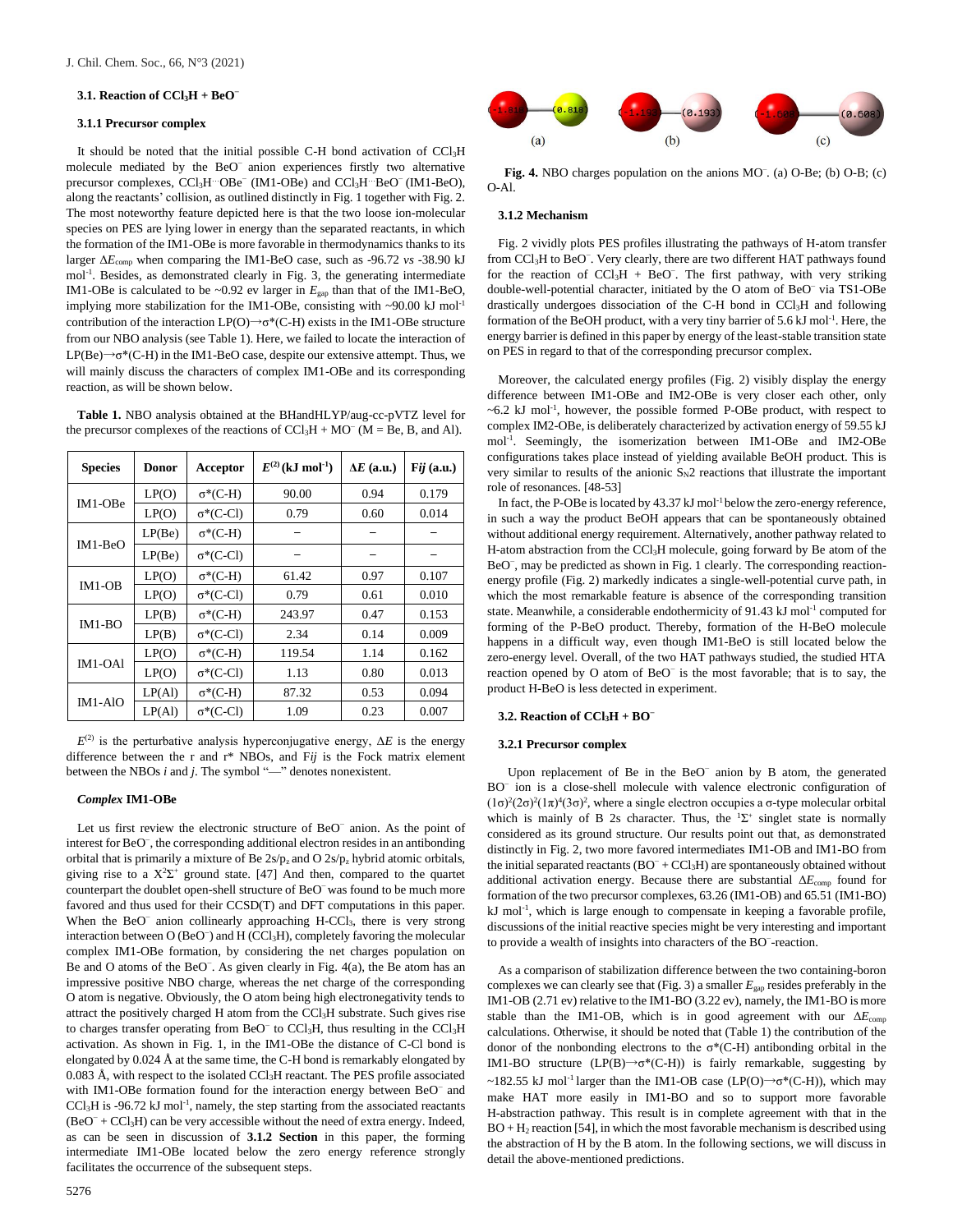### 3.1. Reaction of $CCl_3H + BeO^-$

#### 3.1.1 Precursor complex

It should be noted that the initial possible C-H bond activation of $CCl_3H$ molecule mediated by the $BeO^-$ anion experiences firstly two alternative precursor complexes, $CCl_3H\cdot\cdot OBe^-$ (IM1-OBe) and $CCl_3H\cdot\cdot BeO^-$ (IM1-BeO), along the reactants' collision, as outlined distinctly in Fig. 1 together with Fig. 2. The most noteworthy feature depicted here is that the two loose ion-molecular species on PES are lying lower in energy than the separated reactants, in which the formation of the IM1-OBe is more favorable in thermodynamics thanks to its larger $\Delta E_{comp}$ when comparing the IM1-BeO case, such as -96.72 *vs* -38.90 kJ mol$^{-1}$. Besides, as demonstrated clearly in Fig. 3, the generating intermediate IM1-OBe is calculated to be ~0.92 ev larger in $E_{gap}$ than that of the IM1-BeO, implying more stabilization for the IM1-OBe, consisting with ~90.00 kJ mol$^{-1}$ contribution of the interaction LP(O)→σ*(C-H) exists in the IM1-OBe structure from our NBO analysis (see Table 1). Here, we failed to locate the interaction of LP(Be)→σ*(C-H) in the IM1-BeO case, despite our extensive attempt. Thus, we will mainly discuss the characters of complex IM1-OBe and its corresponding reaction, as will be shown below.

**Table 1.** NBO analysis obtained at the BHandHLYP/aug-cc-pVTZ level for the precursor complexes of the reactions of $CCl_3H + MO^-$ (M = Be, B, and Al).

| Species | Donor | Acceptor | $E^{(2)}$ (kJ mol$^{-1}$) | ΔE (a.u.) | *Fij* (a.u.) |
|---|---|---|---|---|---|
| IM1-OBe | LP(O) | σ*(C-H) | 90.00 | 0.94 | 0.179 |
| | LP(O) | σ*(C-Cl) | 0.79 | 0.60 | 0.014 |
| IM1-BeO | LP(Be) | σ*(C-H) | – | – | – |
| | LP(Be) | σ*(C-Cl) | – | – | – |
| IM1-OB | LP(O) | σ*(C-H) | 61.42 | 0.97 | 0.107 |
| | LP(O) | σ*(C-Cl) | 0.79 | 0.61 | 0.010 |
| IM1-BO | LP(B) | σ*(C-H) | 243.97 | 0.47 | 0.153 |
| | LP(B) | σ*(C-Cl) | 2.34 | 0.14 | 0.009 |
| IM1-OAl | LP(O) | σ*(C-H) | 119.54 | 1.14 | 0.162 |
| | LP(O) | σ*(C-Cl) | 1.13 | 0.80 | 0.013 |
| IM1-AlO | LP(Al) | σ*(C-H) | 87.32 | 0.53 | 0.094 |
| | LP(Al) | σ*(C-Cl) | 1.09 | 0.23 | 0.007 |

$E^{(2)}$ is the perturbative analysis hyperconjugative energy, ΔE is the energy difference between the r and r* NBOs, and F*ij* is the Fock matrix element between the NBOs *i* and *j*. The symbol "—" denotes nonexistent.

#### *Complex* IM1-OBe

Let us first review the electronic structure of $BeO^-$ anion. As the point of interest for $BeO^-$, the corresponding additional electron resides in an antibonding orbital that is primarily a mixture of Be $2s/p_z$ and O $2s/p_z$ hybrid atomic orbitals, giving rise to a $X^2\Sigma^+$ ground state. [47] And then, compared to the quartet counterpart the doublet open-shell structure of $BeO^-$ was found to be much more favored and thus used for CCSD(T) and DFT computations in this paper. When the $BeO^-$ anion collinearly approaching $H\text{-}CCl_3$, there is very strong interaction between O ($BeO^-$) and H ($CCl_3H$), completely favoring the molecular complex IM1-OBe formation, by considering the net charges population on Be and O atoms of the $BeO^-$. As given clearly in Fig. 4(a), the Be atom has an impressive positive NBO charge, whereas the net charge of the corresponding O atom is negative. Obviously, the O atom being high electronegativity tends to attract the positively charged H atom from the $CCl_3H$ substrate. Such gives rise to charges transfer operating from $BeO^-$ to $CCl_3H$, thus resulting in the $CCl_3H$ activation. As shown in Fig. 1, in the IM1-OBe the distance of C-Cl bond is elongated by 0.024 Å at the same time, the C-H bond is remarkably elongated by 0.083 Å, with respect to the isolated $CCl_3H$ reactant. The PES profile associated with IM1-OBe formation found for the interaction energy between $BeO^-$ and $CCl_3H$ is -96.72 kJ mol$^{-1}$, namely, the step starting from the associated reactants ($BeO^- + CCl_3H$) can be very accessible without the need of extra energy. Indeed, as can be seen in discussion of **3.1.2 Section** in this paper, the forming intermediate IM1-OBe located below the zero energy reference strongly facilitates the occurrence of the subsequent steps.

**Fig. 4.** NBO charges population on the anions $MO^-$. (a) O-Be; (b) O-B; (c) O-Al.

#### 3.1.2 Mechanism

Fig. 2 vividly plots PES profiles illustrating the pathways of H-atom transfer from $CCl_3H$ to $BeO^-$. Very clearly, there are two different HAT pathways found for the reaction of $CCl_3H + BeO^-$. The first pathway, with very striking double-well-potential character, initiated by the O atom of $BeO^-$ via TS1-OBe drastically undergoes dissociation of the C-H bond in $CCl_3H$ and following formation of the BeOH product, with a very tiny barrier of 5.6 kJ mol$^{-1}$. Here, the energy barrier is defined in this paper by energy of the least-stable transition state on PES in regard to that of the corresponding precursor complex.

Moreover, the calculated energy profiles (Fig. 2) visibly display the energy difference between IM1-OBe and IM2-OBe is very closer each other, only ~6.2 kJ mol$^{-1}$, however, the possible formed P-OBe product, with respect to complex IM2-OBe, is deliberately characterized by activation energy of 59.55 kJ mol$^{-1}$. Seemingly, the isomerization between IM1-OBe and IM2-OBe configurations takes place instead of yielding available BeOH product. This is very similar to results of the anionic $S_N2$ reactions that illustrate the important role of resonances. [48-53]

In fact, the P-OBe is located by 43.37 kJ mol$^{-1}$ below the zero-energy reference, in such a way the product BeOH appears that can be spontaneously obtained without additional energy requirement. Alternatively, another pathway related to H-atom abstraction from the $CCl_3H$ molecule, going forward by Be atom of the $BeO^-$, may be predicted as shown in Fig. 1 clearly. The corresponding reaction-energy profile (Fig. 2) markedly indicates a single-well-potential curve path, in which the most remarkable feature is absence of the corresponding transition state. Meanwhile, a considerable endothermicity of 91.43 kJ mol$^{-1}$ computed for forming of the P-BeO product. Thereby, formation of the H-BeO molecule happens in a difficult way, even though IM1-BeO is still located below the zero-energy level. Overall, of the two HAT pathways studied, the studied HTA reaction opened by O atom of $BeO^-$ is the most favorable; that is to say, the product H-BeO is less detected in experiment.

### 3.2. Reaction of $CCl_3H + BO^-$

#### 3.2.1 Precursor complex

Upon replacement of Be in the $BeO^-$ anion by B atom, the generated $BO^-$ ion is a close-shell molecule with valence electronic configuration of $(1\sigma)^2(2\sigma)^2(1\pi)^4(3\sigma)^2$, where a single electron occupies a σ-type molecular orbital which is mainly of B 2s character. Thus, the $^1\Sigma^+$ singlet state is normally considered as its ground state. Our results point out that, as demonstrated distinctly in Fig. 2, two more favored intermediates IM1-OB and IM1-BO from the initial separated reactants ($BO^- + CCl_3H$) are spontaneously obtained without additional activation energy. Because there are substantial $\Delta E_{comp}$ found for formation of the two precursor complexes, 63.26 (IM1-OB) and 65.51 (IM1-BO) kJ mol$^{-1}$, which is large enough to compensate in keeping a favorable profile, discussions of the initial reactive species might be very interesting and important to provide a wealth of insights into characters of the $BO^-$-reaction.

As a comparison of stabilization difference between the two containing-boron complexes we can clearly see that (Fig. 3) a smaller $E_{gap}$ resides preferably in the IM1-OB (2.71 ev) relative to the IM1-BO (3.22 ev), namely, the IM1-BO is more stable than the IM1-OB, which is in good agreement with our $\Delta E_{comp}$ calculations. Otherwise, it should be noted that (Table 1) the contribution of the donor of the nonbonding electrons to the σ*(C-H) antibonding orbital in the IM1-BO structure (LP(B)→σ*(C-H)) is fairly remarkable, suggesting by ~182.55 kJ mol$^{-1}$ larger than the IM1-OB case (LP(O)→σ*(C-H)), which may make HAT more easily in IM1-BO and so to support more favorable H-abstraction pathway. This result is in complete agreement with that in the $BO + H_2$ reaction [54], in which the most favorable mechanism is described using the abstraction of H by the B atom. In the following sections, we will discuss in detail the above-mentioned predictions.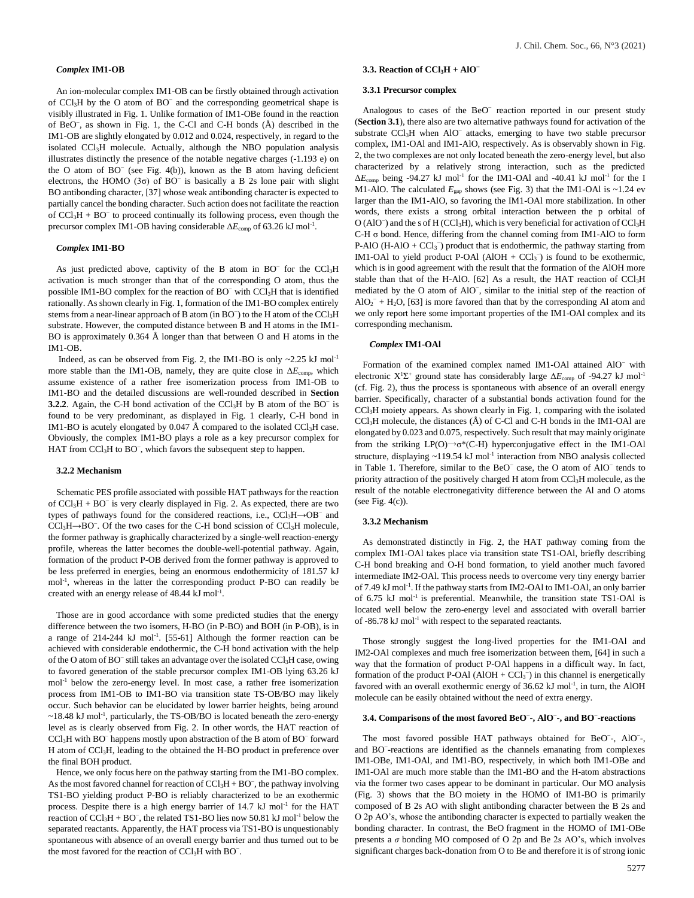#### *Complex* IM1-OB

An ion-molecular complex IM1-OB can be firstly obtained through activation of $CCl_3H$ by the O atom of $BO^-$ and the corresponding geometrical shape is visibly illustrated in Fig. 1. Unlike formation of IM1-OBe found in the reaction of $BeO^-$, as shown in Fig. 1, the C-Cl and C-H bonds (Å) described in the IM1-OB are slightly elongated by 0.012 and 0.024, respectively, in regard to the isolated $CCl_3H$ molecule. Actually, although the NBO population analysis illustrates distinctly the presence of the notable negative charges (-1.193 e) on the O atom of $BO^-$ (see Fig. 4(b)), known as the B atom having deficient electrons, the HOMO (3σ) of $BO^-$ is basically a B 2s lone pair with slight BO antibonding character, [37] whose weak antibonding character is expected to partially cancel the bonding character. Such action does not facilitate the reaction of $CCl_3H + BO^-$ to proceed continually its following process, even though the precursor complex IM1-OB having considerable $\Delta E_{comp}$ of 63.26 kJ mol$^{-1}$.

#### *Complex* IM1-BO

As just predicted above, captivity of the B atom in $BO^-$ for the $CCl_3H$ activation is much stronger than that of the corresponding O atom, thus the possible IM1-BO complex for the reaction of $BO^-$ with $CCl_3H$ that is identified rationally. As shown in Fig. 1, formation of the IM1-BO complex entirely stems from a near-linear approach of B atom (in $BO^-$) to the H atom of the $CCl_3H$ substrate. However, the computed distance between B and H atoms in the IM1-BO is approximately 0.364 Å longer than that between O and H atoms in the IM1-OB.

Indeed, as can be observed from Fig. 2, the IM1-BO is only ~2.25 kJ mol$^{-1}$ more stable than the IM1-OB, namely, they are quite close in $\Delta E_{comp}$, which assume existence of a rather free isomerization process from IM1-OB to IM1-BO and the detailed discussions are well-rounded described in **Section 3.2.2**. Again, the C-H bond activation of the $CCl_3H$ by B atom of the $BO^-$ is found to be very predominant, as displayed in Fig. 1 clearly, C-H bond in IM1-BO is acutely elongated by 0.047 Å compared to the isolated $CCl_3H$ case. Obviously, the complex IM1-BO plays a role as a key precursor complex for HAT from $CCl_3H$ to $BO^-$, which favors the subsequent step to happen.

### 3.2.2 Mechanism

Schematic PES profile associated with possible HAT pathways for the reaction of $CCl_3H + BO^-$ is very clearly displayed in Fig. 2. As expected, there are two types of pathways found for the considered reactions, i.e., $CCl_3H \rightarrow OB^-$ and $CCl_3H \rightarrow BO^-$. Of the two cases for the C-H bond scission of $CCl_3H$ molecule, the former pathway is graphically characterized by a single-well reaction-energy profile, whereas the latter becomes the double-well-potential pathway. Again, formation of the product P-OB derived from the former pathway is approved to be less preferred in energies, being an enormous endothermicity of 181.57 kJ mol$^{-1}$, whereas in the latter the corresponding product P-BO can readily be created with an energy release of 48.44 kJ mol$^{-1}$.

Those are in good accordance with some predicted studies that the energy difference between the two isomers, H-BO (in P-BO) and BOH (in P-OB), is in a range of 214-244 kJ mol$^{-1}$. [55-61] Although the former reaction can be achieved with considerable endothermic, the C-H bond activation with the help of the O atom of $BO^-$ still takes an advantage over the isolated $CCl_3H$ case, owing to favored generation of the stable precursor complex IM1-OB lying 63.26 kJ mol$^{-1}$ below the zero-energy level. In most case, a rather free isomerization process from IM1-OB to IM1-BO via transition state TS-OB/BO may likely occur. Such behavior can be elucidated by lower barrier heights, being around ~18.48 kJ mol$^{-1}$, particularly, the TS-OB/BO is located beneath the zero-energy level as is clearly observed from Fig. 2. In other words, the HAT reaction of $CCl_3H$ with $BO^-$ happens mostly upon abstraction of the B atom of $BO^-$ forward H atom of $CCl_3H$, leading to the obtained the H-BO product in preference over the final BOH product.

Hence, we only focus here on the pathway starting from the IM1-BO complex. As the most favored channel for reaction of $CCl_3H + BO^-$, the pathway involving TS1-BO yielding product P-BO is reliably characterized to be an exothermic process. Despite there is a high energy barrier of 14.7 kJ mol$^{-1}$ for the HAT reaction of $CCl_3H + BO^-$, the related TS1-BO lies now 50.81 kJ mol$^{-1}$ below the separated reactants. Apparently, the HAT process via TS1-BO is unquestionably spontaneous with absence of an overall energy barrier and thus turned out to be the most favored for the reaction of $CCl_3H$ with $BO^-$.

### 3.3. Reaction of $CCl_3H + AlO^-$

### 3.3.1 Precursor complex

Analogous to cases of the $BeO^-$ reaction reported in our present study (**Section 3.1**), there also are two alternative pathways found for activation of the substrate $CCl_3H$ when $AlO^-$ attacks, emerging to have two stable precursor complex, IM1-OAl and IM1-AlO, respectively. As is observably shown in Fig. 2, the two complexes are not only located beneath the zero-energy level, but also characterized by a relatively strong interaction, such as the predicted $\Delta E_{comp}$ being -94.27 kJ mol$^{-1}$ for the IM1-OAl and -40.41 kJ mol$^{-1}$ for the I M1-AlO. The calculated $E_{gap}$ shows (see Fig. 3) that the IM1-OAl is ~1.24 ev larger than the IM1-AlO, so favoring the IM1-OAl more stabilization. In other words, there exists a strong orbital interaction between the p orbital of O ($AlO^-$) and the s of H ($CCl_3H$), which is very beneficial for activation of $CCl_3H$ C-H σ bond. Hence, differing from the channel coming from IM1-AlO to form P-AlO (H-AlO + $CCl_3^-$) product that is endothermic, the pathway starting from IM1-OAl to yield product P-OAl (AlOH + $CCl_3^-$) is found to be exothermic, which is in good agreement with the result that the formation of the AlOH more stable than that of the H-AlO. [62] As a result, the HAT reaction of $CCl_3H$ mediated by the O atom of $AlO^-$, similar to the initial step of the reaction of $AlO_2^-$ + $H_2O$, [63] is more favored than that by the corresponding Al atom and we only report here some important properties of the IM1-OAl complex and its corresponding mechanism.

#### *Complex* IM1-OAl

Formation of the examined complex named IM1-OAl attained $AlO^-$ with electronic $X^1\Sigma^+$ ground state has considerably large $\Delta E_{comp}$ of -94.27 kJ mol$^{-1}$ (cf. Fig. 2), thus the process is spontaneous with absence of an overall energy barrier. Specifically, character of a substantial bonds activation found for the $CCl_3H$ moiety appears. As shown clearly in Fig. 1, comparing with the isolated $CCl_3H$ molecule, the distances (Å) of C-Cl and C-H bonds in the IM1-OAl are elongated by 0.023 and 0.075, respectively. Such result that may mainly originate from the striking LP(O)→σ*(C-H) hyperconjugative effect in the IM1-OAl structure, displaying ~119.54 kJ mol$^{-1}$ interaction from NBO analysis collected in Table 1. Therefore, similar to the $BeO^-$ case, the O atom of $AlO^-$ tends to priority attraction of the positively charged H atom from $CCl_3H$ molecule, as the result of the notable electronegativity difference between the Al and O atoms (see Fig. 4(c)).

### 3.3.2 Mechanism

As demonstrated distinctly in Fig. 2, the HAT pathway coming from the complex IM1-OAl takes place via transition state TS1-OAl, briefly describing C-H bond breaking and O-H bond formation, to yield another much favored intermediate IM2-OAl. This process needs to overcome very tiny energy barrier of 7.49 kJ mol$^{-1}$. If the pathway starts from IM2-OAl to IM1-OAl, an only barrier of 6.75 kJ mol$^{-1}$ is preferential. Meanwhile, the transition state TS1-OAl is located well below the zero-energy level and associated with overall barrier of -86.78 kJ mol$^{-1}$ with respect to the separated reactants.

Those strongly suggest the long-lived properties for the IM1-OAl and IM2-OAl complexes and much free isomerization between them, [64] in such a way that the formation of product P-OAl happens in a difficult way. In fact, formation of the product P-OAl (AlOH + $CCl_3^-$) in this channel is energetically favored with an overall exothermic energy of 36.62 kJ mol$^{-1}$, in turn, the AlOH molecule can be easily obtained without the need of extra energy.

### 3.4. Comparisons of the most favored $BeO^-$-, $AlO^-$-, and $BO^-$-reactions

The most favored possible HAT pathways obtained for $BeO^-$-, $AlO^-$-, and $BO^-$-reactions are identified as the channels emanating from complexes IM1-OBe, IM1-OAl, and IM1-BO, respectively, in which both IM1-OBe and IM1-OAl are much more stable than the IM1-BO and the H-atom abstractions via the former two cases appear to be dominant in particular. Our MO analysis (Fig. 3) shows that the BO moiety in the HOMO of IM1-BO is primarily composed of B 2s AO with slight antibonding character between the B 2s and O 2p AO's, whose the antibonding character is expected to partially weaken the bonding character. In contrast, the BeO fragment in the HOMO of IM1-OBe presents a *σ* bonding MO composed of O 2p and Be 2s AO's, which involves significant charges back-donation from O to Be and therefore it is of strong ionic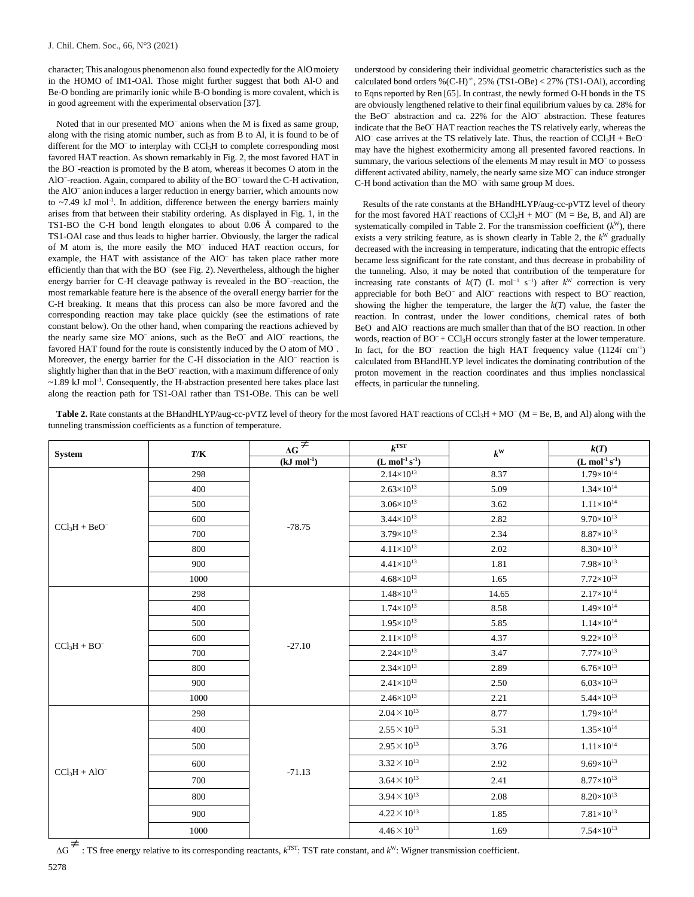character; This analogous phenomenon also found expectedly for the AlO moiety in the HOMO of IM1-OAl. Those might further suggest that both Al-O and Be-O bonding are primarily ionic while B-O bonding is more covalent, which is in good agreement with the experimental observation [37].

Noted that in our presented $MO^-$ anions when the M is fixed as same group, along with the rising atomic number, such as from B to Al, it is found to be of different for the $MO^-$ to interplay with $CCl_3H$ to complete corresponding most favored HAT reaction. As shown remarkably in Fig. 2, the most favored HAT in the $BO^-$-reaction is promoted by the B atom, whereas it becomes O atom in the $AlO^-$-reaction. Again, compared to ability of the $BO^-$ toward the C-H activation, the $AlO^-$ anion induces a larger reduction in energy barrier, which amounts now to ~7.49 kJ $mol^{-1}$. In addition, difference between the energy barriers mainly arises from that between their stability ordering. As displayed in Fig. 1, in the TS1-BO the C-H bond length elongates to about 0.06 Å compared to the TS1-OAl case and thus leads to higher barrier. Obviously, the larger the radical of M atom is, the more easily the $MO^-$ induced HAT reaction occurs, for example, the HAT with assistance of the $AlO^-$ has taken place rather more efficiently than that with the $BO^-$ (see Fig. 2). Nevertheless, although the higher energy barrier for C-H cleavage pathway is revealed in the $BO^-$-reaction, the most remarkable feature here is the absence of the overall energy barrier for the C-H breaking. It means that this process can also be more favored and the corresponding reaction may take place quickly (see the estimations of rate constant below). On the other hand, when comparing the reactions achieved by the nearly same size $MO^-$ anions, such as the $BeO^-$ and $AlO^-$ reactions, the favored HAT found for the route is consistently induced by the O atom of $MO^-$. Moreover, the energy barrier for the C-H dissociation in the $AlO^-$ reaction is slightly higher than that in the $BeO^-$ reaction, with a maximum difference of only ~1.89 kJ $mol^{-1}$. Consequently, the H-abstraction presented here takes place last along the reaction path for TS1-OAl rather than TS1-OBe. This can be well understood by considering their individual geometric characteristics such as the calculated bond orders $\%(C\text{-}H)^{\neq}$, 25% (TS1-OBe) < 27% (TS1-OAl), according to Eqns reported by Ren [65]. In contrast, the newly formed O-H bonds in the TS are obviously lengthened relative to their final equilibrium values by ca. 28% for the $BeO^-$ abstraction and ca. 22% for the $AlO^-$ abstraction. These features indicate that the $BeO^-$ HAT reaction reaches the TS relatively early, whereas the $AlO^-$ case arrives at the TS relatively late. Thus, the reaction of $CCl_3H$ + $BeO^-$ may have the highest exothermicity among all presented favored reactions. In summary, the various selections of the elements M may result in $MO^-$ to possess different activated ability, namely, the nearly same size $MO^-$ can induce stronger C-H bond activation than the $MO^-$ with same group M does.

Results of the rate constants at the BHandHLYP/aug-cc-pVTZ level of theory for the most favored HAT reactions of $CCl_3H$ + $MO^-$ (M = Be, B, and Al) are systematically compiled in Table 2. For the transmission coefficient ($k^W$), there exists a very striking feature, as is shown clearly in Table 2, the $k^W$ gradually decreased with the increasing in temperature, indicating that the entropic effects became less significant for the rate constant, and thus decrease in probability of the tunneling. Also, it may be noted that contribution of the temperature for increasing rate constants of $k(T)$ (L $mol^{-1}$ $s^{-1}$) after $k^W$ correction is very appreciable for both $BeO^-$ and $AlO^-$ reactions with respect to $BO^-$ reaction, showing the higher the temperature, the larger the $k(T)$ value, the faster the reaction. In contrast, under the lower conditions, chemical rates of both $BeO^-$ and $AlO^-$ reactions are much smaller than that of the $BO^-$ reaction. In other words, reaction of $BO^-$ + $CCl_3H$ occurs strongly faster at the lower temperature. In fact, for the $BO^-$ reaction the high HAT frequency value (1124*i* $cm^{-1}$) calculated from BHandHLYP level indicates the dominating contribution of the proton movement in the reaction coordinates and thus implies nonclassical effects, in particular the tunneling.

**Table 2.** Rate constants at the BHandHLYP/aug-cc-pVTZ level of theory for the most favored HAT reactions of $CCl_3H$ + $MO^-$ (M = Be, B, and Al) along with the tunneling transmission coefficients as a function of temperature.

| System | *T*/K | $\Delta G^{\neq}$ (kJ $mol^{-1}$) | $k^{TST}$ (L $mol^{-1}$ $s^{-1}$) | $k^W$ | $k(T)$ (L $mol^{-1}$ $s^{-1}$) |
|---|---|---|---|---|---|
| $CCl_3H$ + $BeO^-$ | 298 | -78.75 | $2.14\times10^{13}$ | 8.37 | $1.79\times10^{14}$ |
| | 400 | | $2.63\times10^{13}$ | 5.09 | $1.34\times10^{14}$ |
| | 500 | | $3.06\times10^{13}$ | 3.62 | $1.11\times10^{14}$ |
| | 600 | | $3.44\times10^{13}$ | 2.82 | $9.70\times10^{13}$ |
| | 700 | | $3.79\times10^{13}$ | 2.34 | $8.87\times10^{13}$ |
| | 800 | | $4.11\times10^{13}$ | 2.02 | $8.30\times10^{13}$ |
| | 900 | | $4.41\times10^{13}$ | 1.81 | $7.98\times10^{13}$ |
| | 1000 | | $4.68\times10^{13}$ | 1.65 | $7.72\times10^{13}$ |
| $CCl_3H$ + $BO^-$ | 298 | -27.10 | $1.48\times10^{13}$ | 14.65 | $2.17\times10^{14}$ |
| | 400 | | $1.74\times10^{13}$ | 8.58 | $1.49\times10^{14}$ |
| | 500 | | $1.95\times10^{13}$ | 5.85 | $1.14\times10^{14}$ |
| | 600 | | $2.11\times10^{13}$ | 4.37 | $9.22\times10^{13}$ |
| | 700 | | $2.24\times10^{13}$ | 3.47 | $7.77\times10^{13}$ |
| | 800 | | $2.34\times10^{13}$ | 2.89 | $6.76\times10^{13}$ |
| | 900 | | $2.41\times10^{13}$ | 2.50 | $6.03\times10^{13}$ |
| | 1000 | | $2.46\times10^{13}$ | 2.21 | $5.44\times10^{13}$ |
| $CCl_3H$ + $AlO^-$ | 298 | -71.13 | $2.04\times10^{13}$ | 8.77 | $1.79\times10^{14}$ |
| | 400 | | $2.55\times10^{13}$ | 5.31 | $1.35\times10^{14}$ |
| | 500 | | $2.95\times10^{13}$ | 3.76 | $1.11\times10^{14}$ |
| | 600 | | $3.32\times10^{13}$ | 2.92 | $9.69\times10^{13}$ |
| | 700 | | $3.64\times10^{13}$ | 2.41 | $8.77\times10^{13}$ |
| | 800 | | $3.94\times10^{13}$ | 2.08 | $8.20\times10^{13}$ |
| | 900 | | $4.22\times10^{13}$ | 1.85 | $7.81\times10^{13}$ |
| | 1000 | | $4.46\times10^{13}$ | 1.69 | $7.54\times10^{13}$ |

$\Delta G^{\neq}$: TS free energy relative to its corresponding reactants, $k^{TST}$: TST rate constant, and $k^W$: Wigner transmission coefficient.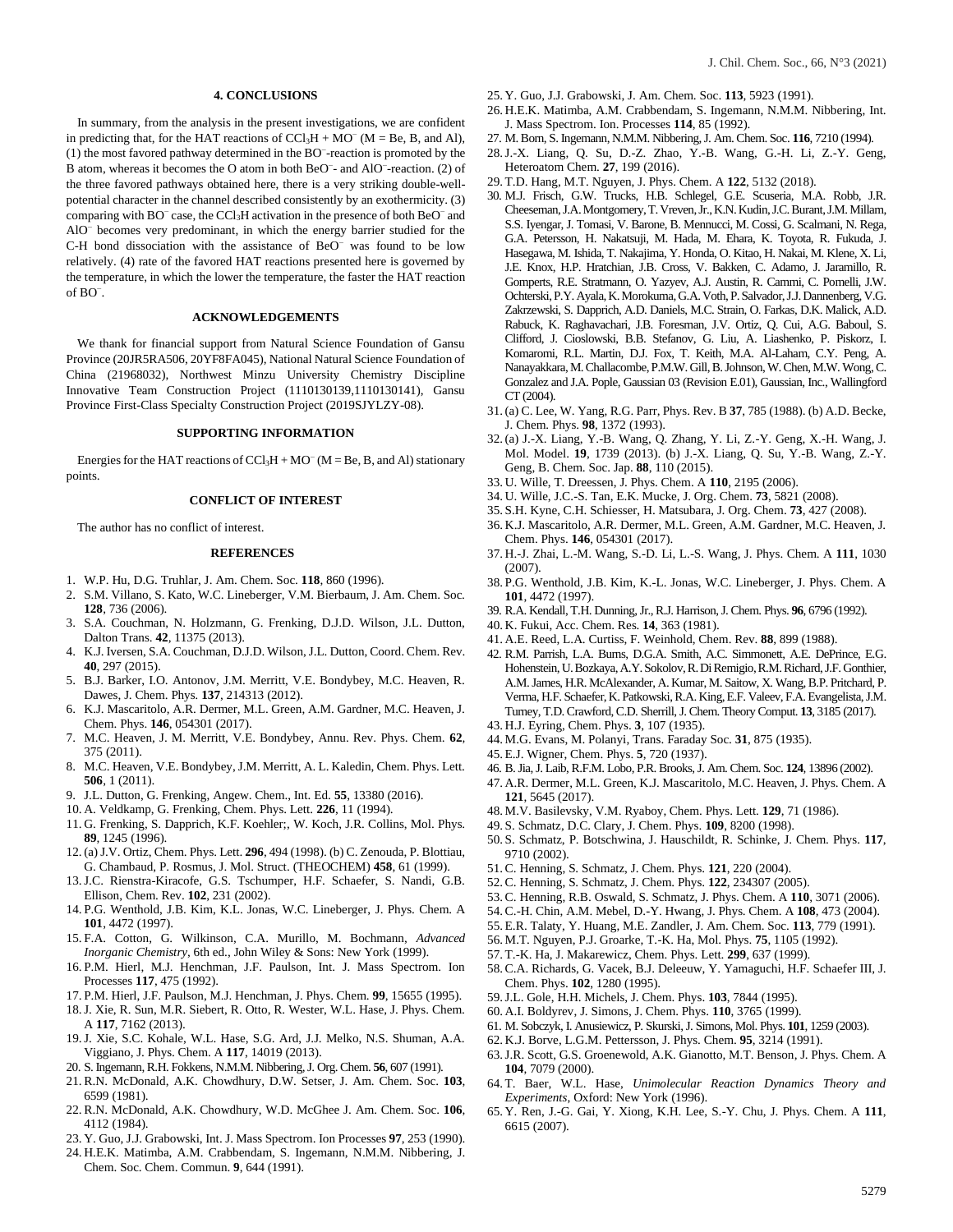## 4. CONCLUSIONS

In summary, from the analysis in the present investigations, we are confident in predicting that, for the HAT reactions of $CCl_3H + MO^-$ (M = Be, B, and Al), (1) the most favored pathway determined in the $BO^-$-reaction is promoted by the B atom, whereas it becomes the O atom in both $BeO^-$- and $AlO^-$-reaction. (2) of the three favored pathways obtained here, there is a very striking double-well-potential character in the channel described consistently by an exothermicity. (3) comparing with $BO^-$ case, the $CCl_3H$ activation in the presence of both $BeO^-$ and $AlO^-$ becomes very predominant, in which the energy barrier studied for the C-H bond dissociation with the assistance of $BeO^-$ was found to be low relatively. (4) rate of the favored HAT reactions presented here is governed by the temperature, in which the lower the temperature, the faster the HAT reaction of $BO^-$.

## ACKNOWLEDGEMENTS

We thank for financial support from Natural Science Foundation of Gansu Province (20JR5RA506, 20YF8FA045), National Natural Science Foundation of China (21968032), Northwest Minzu University Chemistry Discipline Innovative Team Construction Project (1110130139,1110130141), Gansu Province First-Class Specialty Construction Project (2019SJYLZY-08).

## SUPPORTING INFORMATION

Energies for the HAT reactions of $CCl_3H + MO^-$ (M = Be, B, and Al) stationary points.

## CONFLICT OF INTEREST

The author has no conflict of interest.

## REFERENCES

1. W.P. Hu, D.G. Truhlar, J. Am. Chem. Soc. **118**, 860 (1996).
2. S.M. Villano, S. Kato, W.C. Lineberger, V.M. Bierbaum, J. Am. Chem. Soc. **128**, 736 (2006).
3. S.A. Couchman, N. Holzmann, G. Frenking, D.J.D. Wilson, J.L. Dutton, Dalton Trans. **42**, 11375 (2013).
4. K.J. Iversen, S.A. Couchman, D.J.D. Wilson, J.L. Dutton, Coord. Chem. Rev. **40**, 297 (2015).
5. B.J. Barker, I.O. Antonov, J.M. Merritt, V.E. Bondybey, M.C. Heaven, R. Dawes, J. Chem. Phys. **137**, 214313 (2012).
6. K.J. Mascaritolo, A.R. Dermer, M.L. Green, A.M. Gardner, M.C. Heaven, J. Chem. Phys. **146**, 054301 (2017).
7. M.C. Heaven, J. M. Merritt, V.E. Bondybey, Annu. Rev. Phys. Chem. **62**, 375 (2011).
8. M.C. Heaven, V.E. Bondybey, J.M. Merritt, A. L. Kaledin, Chem. Phys. Lett. **506**, 1 (2011).
9. J.L. Dutton, G. Frenking, Angew. Chem., Int. Ed. **55**, 13380 (2016).
10. A. Veldkamp, G. Frenking, Chem. Phys. Lett. **226**, 11 (1994).
11. G. Frenking, S. Dapprich, K.F. Koehler;, W. Koch, J.R. Collins, Mol. Phys. **89**, 1245 (1996).
12. (a) J.V. Ortiz, Chem. Phys. Lett. **296**, 494 (1998). (b) C. Zenouda, P. Blottiau, G. Chambaud, P. Rosmus, J. Mol. Struct. (THEOCHEM) **458**, 61 (1999).
13. J.C. Rienstra-Kiracofe, G.S. Tschumper, H.F. Schaefer, S. Nandi, G.B. Ellison, Chem. Rev. **102**, 231 (2002).
14. P.G. Wenthold, J.B. Kim, K.L. Jonas, W.C. Lineberger, J. Phys. Chem. A **101**, 4472 (1997).
15. F.A. Cotton, G. Wilkinson, C.A. Murillo, M. Bochmann, *Advanced Inorganic Chemistry*, 6th ed., John Wiley & Sons: New York (1999).
16. P.M. Hierl, M.J. Henchman, J.F. Paulson, Int. J. Mass Spectrom. Ion Processes **117**, 475 (1992).
17. P.M. Hierl, J.F. Paulson, M.J. Henchman, J. Phys. Chem. **99**, 15655 (1995).
18. J. Xie, R. Sun, M.R. Siebert, R. Otto, R. Wester, W.L. Hase, J. Phys. Chem. A **117**, 7162 (2013).
19. J. Xie, S.C. Kohale, W.L. Hase, S.G. Ard, J.J. Melko, N.S. Shuman, A.A. Viggiano, J. Phys. Chem. A **117**, 14019 (2013).
20. S. Ingemann, R.H. Fokkens, N.M.M. Nibbering, J. Org. Chem. **56**, 607 (1991).
21. R.N. McDonald, A.K. Chowdhury, D.W. Setser, J. Am. Chem. Soc. **103**, 6599 (1981).
22. R.N. McDonald, A.K. Chowdhury, W.D. McGhee J. Am. Chem. Soc. **106**, 4112 (1984).
23. Y. Guo, J.J. Grabowski, Int. J. Mass Spectrom. Ion Processes **97**, 253 (1990).
24. H.E.K. Matimba, A.M. Crabbendam, S. Ingemann, N.M.M. Nibbering, J. Chem. Soc. Chem. Commun. **9**, 644 (1991).
25. Y. Guo, J.J. Grabowski, J. Am. Chem. Soc. **113**, 5923 (1991).
26. H.E.K. Matimba, A.M. Crabbendam, S. Ingemann, N.M.M. Nibbering, Int. J. Mass Spectrom. Ion. Processes **114**, 85 (1992).
27. M. Born, S. Ingemann, N.M.M. Nibbering, J. Am. Chem. Soc. **116**, 7210 (1994).
28. J.-X. Liang, Q. Su, D.-Z. Zhao, Y.-B. Wang, G.-H. Li, Z.-Y. Geng, Heteroatom Chem. **27**, 199 (2016).
29. T.D. Hang, M.T. Nguyen, J. Phys. Chem. A **122**, 5132 (2018).
30. M.J. Frisch, G.W. Trucks, H.B. Schlegel, G.E. Scuseria, M.A. Robb, J.R. Cheeseman, J.A. Montgomery, T. Vreven, Jr., K.N. Kudin, J.C. Burant, J.M. Millam, S.S. Iyengar, J. Tomasi, V. Barone, B. Mennucci, M. Cossi, G. Scalmani, N. Rega, G.A. Petersson, H. Nakatsuji, M. Hada, M. Ehara, K. Toyota, R. Fukuda, J. Hasegawa, M. Ishida, T. Nakajima, Y. Honda, O. Kitao, H. Nakai, M. Klene, X. Li, J.E. Knox, H.P. Hratchian, J.B. Cross, V. Bakken, C. Adamo, J. Jaramillo, R. Gomperts, R.E. Stratmann, O. Yazyev, A.J. Austin, R. Cammi, C. Pomelli, J.W. Ochterski, P.Y. Ayala, K. Morokuma, G.A. Voth, P. Salvador, J.J. Dannenberg, V.G. Zakrzewski, S. Dapprich, A.D. Daniels, M.C. Strain, O. Farkas, D.K. Malick, A.D. Rabuck, K. Raghavachari, J.B. Foresman, J.V. Ortiz, Q. Cui, A.G. Baboul, S. Clifford, J. Cioslowski, B.B. Stefanov, G. Liu, A. Liashenko, P. Piskorz, I. Komaromi, R.L. Martin, D.J. Fox, T. Keith, M.A. Al-Laham, C.Y. Peng, A. Nanayakkara, M. Challacombe, P.M.W. Gill, B. Johnson, W. Chen, M.W. Wong, C. Gonzalez and J.A. Pople, Gaussian 03 (Revision E.01), Gaussian, Inc., Wallingford CT (2004).
31. (a) C. Lee, W. Yang, R.G. Parr, Phys. Rev. B **37**, 785 (1988). (b) A.D. Becke, J. Chem. Phys. **98**, 1372 (1993).
32. (a) J.-X. Liang, Y.-B. Wang, Q. Zhang, Y. Li, Z.-Y. Geng, X.-H. Wang, J. Mol. Model. **19**, 1739 (2013). (b) J.-X. Liang, Q. Su, Y.-B. Wang, Z.-Y. Geng, B. Chem. Soc. Jap. **88**, 110 (2015).
33. U. Wille, T. Dreessen, J. Phys. Chem. A **110**, 2195 (2006).
34. U. Wille, J.C.-S. Tan, E.K. Mucke, J. Org. Chem. **73**, 5821 (2008).
35. S.H. Kyne, C.H. Schiesser, H. Matsubara, J. Org. Chem. **73**, 427 (2008).
36. K.J. Mascaritolo, A.R. Dermer, M.L. Green, A.M. Gardner, M.C. Heaven, J. Chem. Phys. **146**, 054301 (2017).
37. H.-J. Zhai, L.-M. Wang, S.-D. Li, L.-S. Wang, J. Phys. Chem. A **111**, 1030 (2007).
38. P.G. Wenthold, J.B. Kim, K.-L. Jonas, W.C. Lineberger, J. Phys. Chem. A **101**, 4472 (1997).
39. R.A. Kendall, T.H. Dunning, Jr., R.J. Harrison, J. Chem. Phys. **96**, 6796 (1992).
40. K. Fukui, Acc. Chem. Res. **14**, 363 (1981).
41. A.E. Reed, L.A. Curtiss, F. Weinhold, Chem. Rev. **88**, 899 (1988).
42. R.M. Parrish, L.A. Burns, D.G.A. Smith, A.C. Simmonett, A.E. DePrince, E.G. Hohenstein, U. Bozkaya, A.Y. Sokolov, R. Di Remigio, R.M. Richard, J.F. Gonthier, A.M. James, H.R. McAlexander, A. Kumar, M. Saitow, X. Wang, B.P. Pritchard, P. Verma, H.F. Schaefer, K. Patkowski, R.A. King, E.F. Valeev, F.A. Evangelista, J.M. Turney, T.D. Crawford, C.D. Sherrill, J. Chem. Theory Comput. **13**, 3185 (2017).
43. H.J. Eyring, Chem. Phys. **3**, 107 (1935).
44. M.G. Evans, M. Polanyi, Trans. Faraday Soc. **31**, 875 (1935).
45. E.J. Wigner, Chem. Phys. **5**, 720 (1937).
46. B. Jia, J. Laib, R.F.M. Lobo, P.R. Brooks, J. Am. Chem. Soc. **124**, 13896 (2002).
47. A.R. Dermer, M.L. Green, K.J. Mascaritolo, M.C. Heaven, J. Phys. Chem. A **121**, 5645 (2017).
48. M.V. Basilevsky, V.M. Ryaboy, Chem. Phys. Lett. **129**, 71 (1986).
49. S. Schmatz, D.C. Clary, J. Chem. Phys. **109**, 8200 (1998).
50. S. Schmatz, P. Botschwina, J. Hauschildt, R. Schinke, J. Chem. Phys. **117**, 9710 (2002).
51. C. Henning, S. Schmatz, J. Chem. Phys. **121**, 220 (2004).
52. C. Henning, S. Schmatz, J. Chem. Phys. **122**, 234307 (2005).
53. C. Henning, R.B. Oswald, S. Schmatz, J. Phys. Chem. A **110**, 3071 (2006).
54. C.-H. Chin, A.M. Mebel, D.-Y. Hwang, J. Phys. Chem. A **108**, 473 (2004).
55. E.R. Talaty, Y. Huang, M.E. Zandler, J. Am. Chem. Soc. **113**, 779 (1991).
56. M.T. Nguyen, P.J. Groarke, T.-K. Ha, Mol. Phys. **75**, 1105 (1992).
57. T.-K. Ha, J. Makarewicz, Chem. Phys. Lett. **299**, 637 (1999).
58. C.A. Richards, G. Vacek, B.J. Deleeuw, Y. Yamaguchi, H.F. Schaefer III, J. Chem. Phys. **102**, 1280 (1995).
59. J.L. Gole, H.H. Michels, J. Chem. Phys. **103**, 7844 (1995).
60. A.I. Boldyrev, J. Simons, J. Chem. Phys. **110**, 3765 (1999).
61. M. Sobczyk, I. Anusiewicz, P. Skurski, J. Simons, Mol. Phys. **101**, 1259 (2003).
62. K.J. Borve, L.G.M. Pettersson, J. Phys. Chem. **95**, 3214 (1991).
63. J.R. Scott, G.S. Groenewold, A.K. Gianotto, M.T. Benson, J. Phys. Chem. A **104**, 7079 (2000).
64. T. Baer, W.L. Hase, *Unimolecular Reaction Dynamics Theory and Experiments*, Oxford: New York (1996).
65. Y. Ren, J.-G. Gai, Y. Xiong, K.H. Lee, S.-Y. Chu, J. Phys. Chem. A **111**, 6615 (2007).